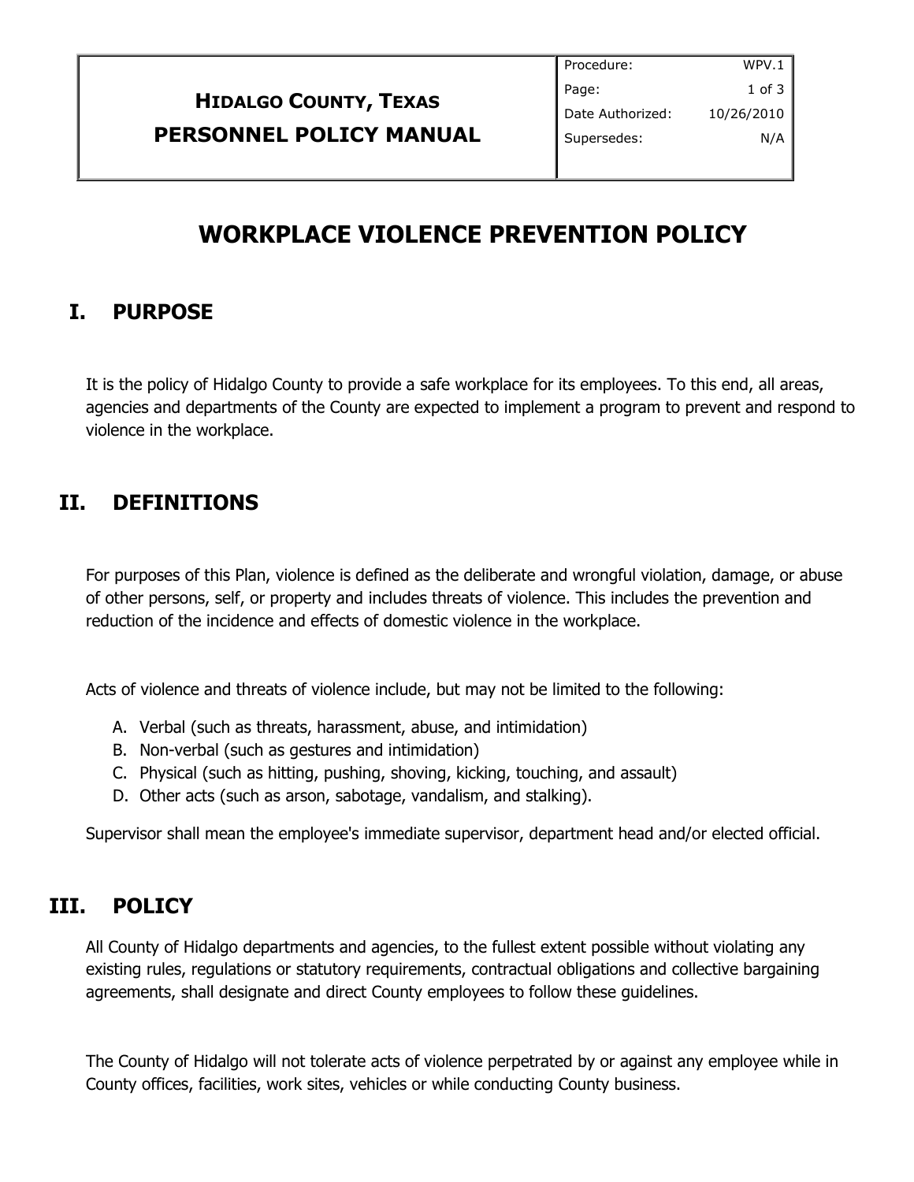| **HIDALGO COUNTY, TEXAS**<br>**PERSONNEL POLICY MANUAL** | Procedure: WPV.1<br>Date Authorized: 10/26/2010<br>Supersedes: N/A |
| --- | --- |

# WORKPLACE VIOLENCE PREVENTION POLICY

## I. PURPOSE

It is the policy of Hidalgo County to provide a safe workplace for its employees. To this end, all areas, agencies and departments of the County are expected to implement a program to prevent and respond to violence in the workplace.

## II. DEFINITIONS

For purposes of this Plan, violence is defined as the deliberate and wrongful violation, damage, or abuse of other persons, self, or property and includes threats of violence. This includes the prevention and reduction of the incidence and effects of domestic violence in the workplace.

Acts of violence and threats of violence include, but may not be limited to the following:

A. Verbal (such as threats, harassment, abuse, and intimidation)
B. Non-verbal (such as gestures and intimidation)
C. Physical (such as hitting, pushing, shoving, kicking, touching, and assault)
D. Other acts (such as arson, sabotage, vandalism, and stalking).

Supervisor shall mean the employee's immediate supervisor, department head and/or elected official.

## III. POLICY

All County of Hidalgo departments and agencies, to the fullest extent possible without violating any existing rules, regulations or statutory requirements, contractual obligations and collective bargaining agreements, shall designate and direct County employees to follow these guidelines.

The County of Hidalgo will not tolerate acts of violence perpetrated by or against any employee while in County offices, facilities, work sites, vehicles or while conducting County business.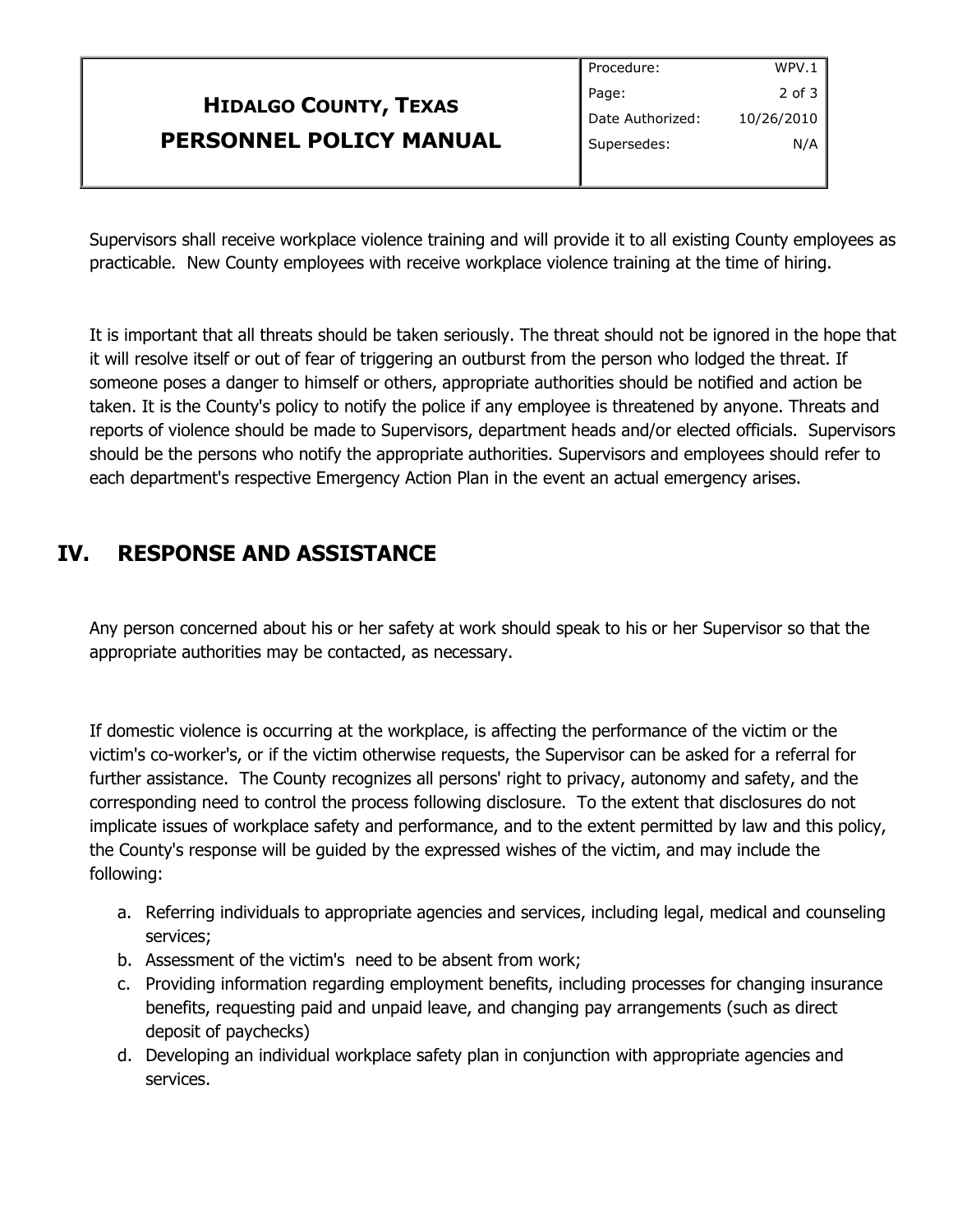Supervisors shall receive workplace violence training and will provide it to all existing County employees as practicable. New County employees with receive workplace violence training at the time of hiring.

It is important that all threats should be taken seriously. The threat should not be ignored in the hope that it will resolve itself or out of fear of triggering an outburst from the person who lodged the threat. If someone poses a danger to himself or others, appropriate authorities should be notified and action be taken. It is the County's policy to notify the police if any employee is threatened by anyone. Threats and reports of violence should be made to Supervisors, department heads and/or elected officials. Supervisors should be the persons who notify the appropriate authorities. Supervisors and employees should refer to each department's respective Emergency Action Plan in the event an actual emergency arises.

## IV. RESPONSE AND ASSISTANCE

Any person concerned about his or her safety at work should speak to his or her Supervisor so that the appropriate authorities may be contacted, as necessary.

If domestic violence is occurring at the workplace, is affecting the performance of the victim or the victim's co-worker's, or if the victim otherwise requests, the Supervisor can be asked for a referral for further assistance. The County recognizes all persons' right to privacy, autonomy and safety, and the corresponding need to control the process following disclosure. To the extent that disclosures do not implicate issues of workplace safety and performance, and to the extent permitted by law and this policy, the County's response will be guided by the expressed wishes of the victim, and may include the following:

a. Referring individuals to appropriate agencies and services, including legal, medical and counseling services;
b. Assessment of the victim's need to be absent from work;
c. Providing information regarding employment benefits, including processes for changing insurance benefits, requesting paid and unpaid leave, and changing pay arrangements (such as direct deposit of paychecks)
d. Developing an individual workplace safety plan in conjunction with appropriate agencies and services.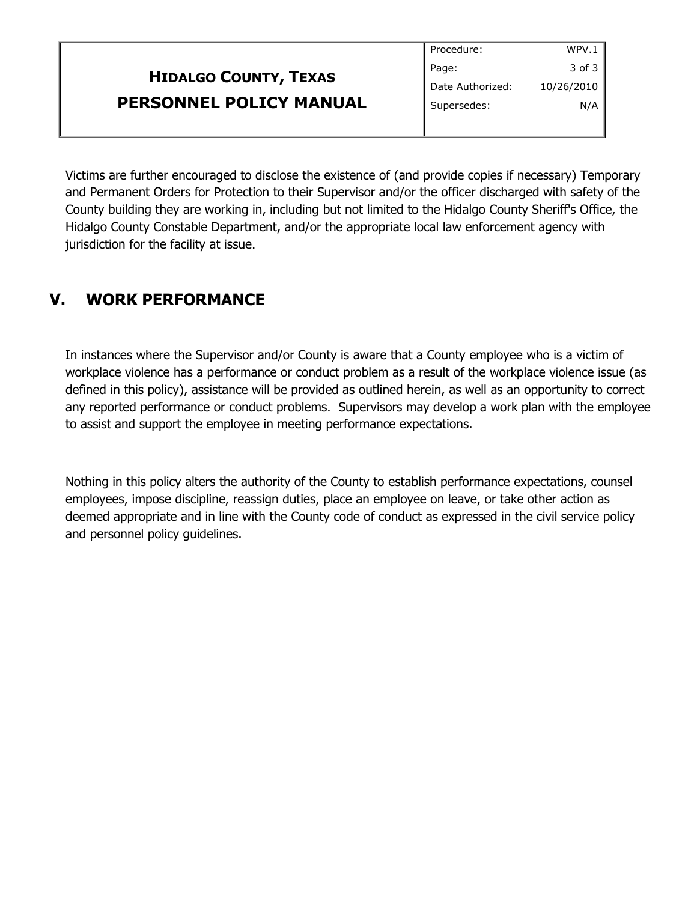Victims are further encouraged to disclose the existence of (and provide copies if necessary) Temporary and Permanent Orders for Protection to their Supervisor and/or the officer discharged with safety of the County building they are working in, including but not limited to the Hidalgo County Sheriff's Office, the Hidalgo County Constable Department, and/or the appropriate local law enforcement agency with jurisdiction for the facility at issue.

## V. WORK PERFORMANCE

In instances where the Supervisor and/or County is aware that a County employee who is a victim of workplace violence has a performance or conduct problem as a result of the workplace violence issue (as defined in this policy), assistance will be provided as outlined herein, as well as an opportunity to correct any reported performance or conduct problems. Supervisors may develop a work plan with the employee to assist and support the employee in meeting performance expectations.

Nothing in this policy alters the authority of the County to establish performance expectations, counsel employees, impose discipline, reassign duties, place an employee on leave, or take other action as deemed appropriate and in line with the County code of conduct as expressed in the civil service policy and personnel policy guidelines.